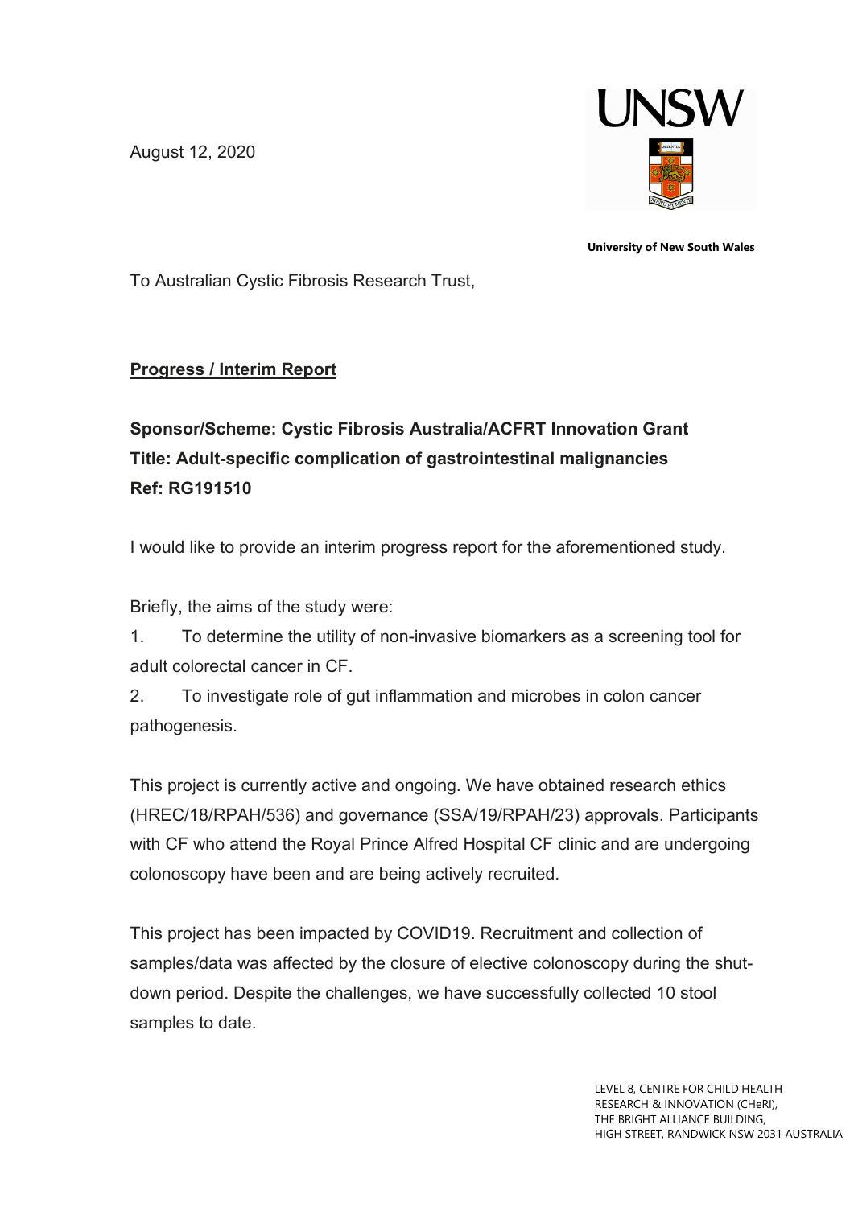August 12, 2020

University of New South Wales

To Australian Cystic Fibrosis Research Trust,

**Progress / Interim Report**

**Sponsor/Scheme: Cystic Fibrosis Australia/ACFRT Innovation Grant**
**Title: Adult-specific complication of gastrointestinal malignancies**
**Ref: RG191510**

I would like to provide an interim progress report for the aforementioned study.

Briefly, the aims of the study were:

1. To determine the utility of non-invasive biomarkers as a screening tool for adult colorectal cancer in CF.
2. To investigate role of gut inflammation and microbes in colon cancer pathogenesis.

This project is currently active and ongoing. We have obtained research ethics (HREC/18/RPAH/536) and governance (SSA/19/RPAH/23) approvals. Participants with CF who attend the Royal Prince Alfred Hospital CF clinic and are undergoing colonoscopy have been and are being actively recruited.

This project has been impacted by COVID19. Recruitment and collection of samples/data was affected by the closure of elective colonoscopy during the shut-down period. Despite the challenges, we have successfully collected 10 stool samples to date.

LEVEL 8, CENTRE FOR CHILD HEALTH RESEARCH & INNOVATION (CHeRI), THE BRIGHT ALLIANCE BUILDING, HIGH STREET, RANDWICK NSW 2031 AUSTRALIA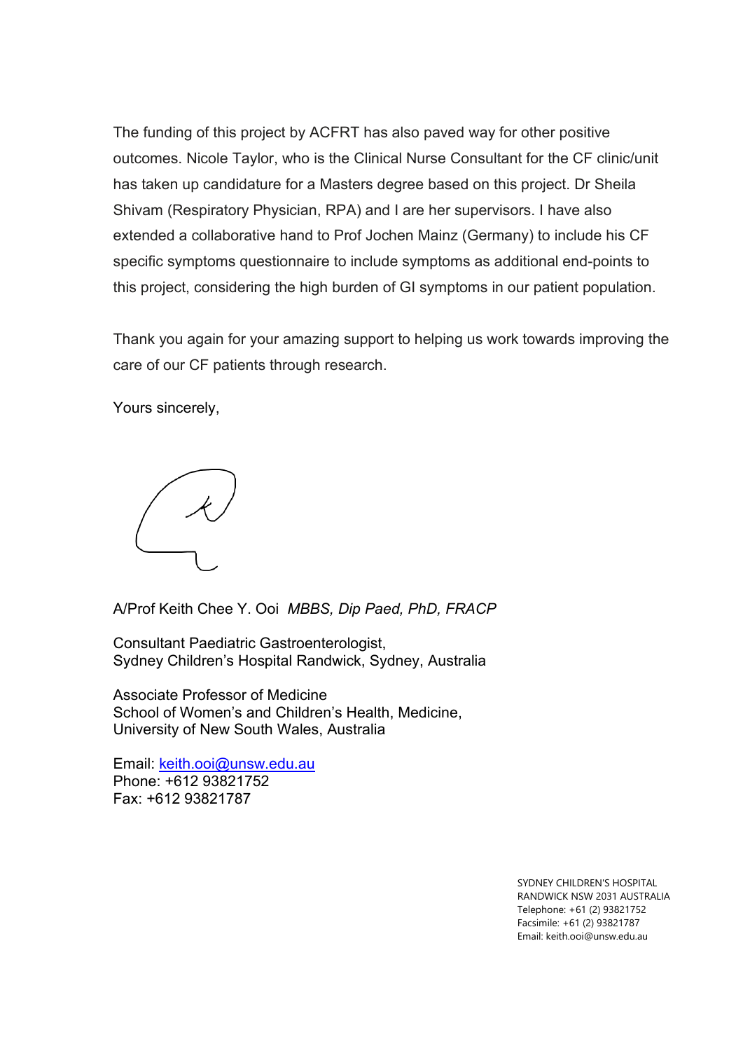The funding of this project by ACFRT has also paved way for other positive outcomes. Nicole Taylor, who is the Clinical Nurse Consultant for the CF clinic/unit has taken up candidature for a Masters degree based on this project. Dr Sheila Shivam (Respiratory Physician, RPA) and I are her supervisors. I have also extended a collaborative hand to Prof Jochen Mainz (Germany) to include his CF specific symptoms questionnaire to include symptoms as additional end-points to this project, considering the high burden of GI symptoms in our patient population.

Thank you again for your amazing support to helping us work towards improving the care of our CF patients through research.

Yours sincerely,

A/Prof Keith Chee Y. Ooi *MBBS, Dip Paed, PhD, FRACP*

Consultant Paediatric Gastroenterologist,
Sydney Children's Hospital Randwick, Sydney, Australia

Associate Professor of Medicine
School of Women's and Children's Health, Medicine,
University of New South Wales, Australia

Email: keith.ooi@unsw.edu.au
Phone: +612 93821752
Fax: +612 93821787

SYDNEY CHILDREN'S HOSPITAL
RANDWICK NSW 2031 AUSTRALIA
Telephone: +61 (2) 93821752
Facsimile: +61 (2) 93821787
Email: keith.ooi@unsw.edu.au